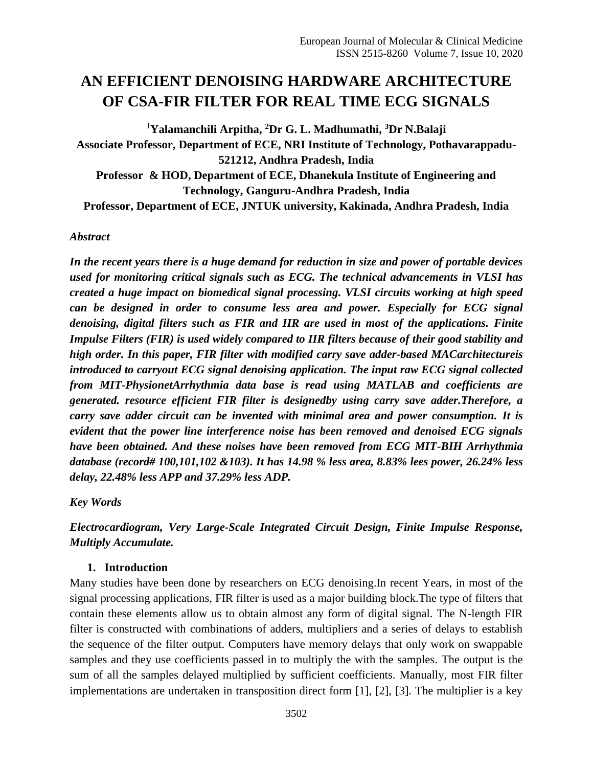# AN EFFICIENT DENOISING HARDWARE ARCHITECTURE OF CSA-FIR FILTER FOR REAL TIME ECG SIGNALS

[1]**Yalamanchili Arpitha, [2]Dr G. L. Madhumathi, [3]Dr N.Balaji**

**Associate Professor, Department of ECE, NRI Institute of Technology, Pothavarappadu-521212, Andhra Pradesh, India**

**Professor & HOD, Department of ECE, Dhanekula Institute of Engineering and Technology, Ganguru-Andhra Pradesh, India**

**Professor, Department of ECE, JNTUK university, Kakinada, Andhra Pradesh, India**

***Abstract***

***In the recent years there is a huge demand for reduction in size and power of portable devices used for monitoring critical signals such as ECG. The technical advancements in VLSI has created a huge impact on biomedical signal processing. VLSI circuits working at high speed can be designed in order to consume less area and power. Especially for ECG signal denoising, digital filters such as FIR and IIR are used in most of the applications. Finite Impulse Filters (FIR) is used widely compared to IIR filters because of their good stability and high order. In this paper, FIR filter with modified carry save adder-based MACarchitectureis introduced to carryout ECG signal denoising application. The input raw ECG signal collected from MIT-PhysionetArrhythmia data base is read using MATLAB and coefficients are generated. resource efficient FIR filter is designedby using carry save adder.Therefore, a carry save adder circuit can be invented with minimal area and power consumption. It is evident that the power line interference noise has been removed and denoised ECG signals have been obtained. And these noises have been removed from ECG MIT-BIH Arrhythmia database (record# 100,101,102 &103). It has 14.98 % less area, 8.83% lees power, 26.24% less delay, 22.48% less APP and 37.29% less ADP.***

***Key Words***

***Electrocardiogram, Very Large-Scale Integrated Circuit Design, Finite Impulse Response, Multiply Accumulate.***

## 1. Introduction

Many studies have been done by researchers on ECG denoising.In recent Years, in most of the signal processing applications, FIR filter is used as a major building block.The type of filters that contain these elements allow us to obtain almost any form of digital signal. The N-length FIR filter is constructed with combinations of adders, multipliers and a series of delays to establish the sequence of the filter output. Computers have memory delays that only work on swappable samples and they use coefficients passed in to multiply the with the samples. The output is the sum of all the samples delayed multiplied by sufficient coefficients. Manually, most FIR filter implementations are undertaken in transposition direct form [1], [2], [3]. The multiplier is a key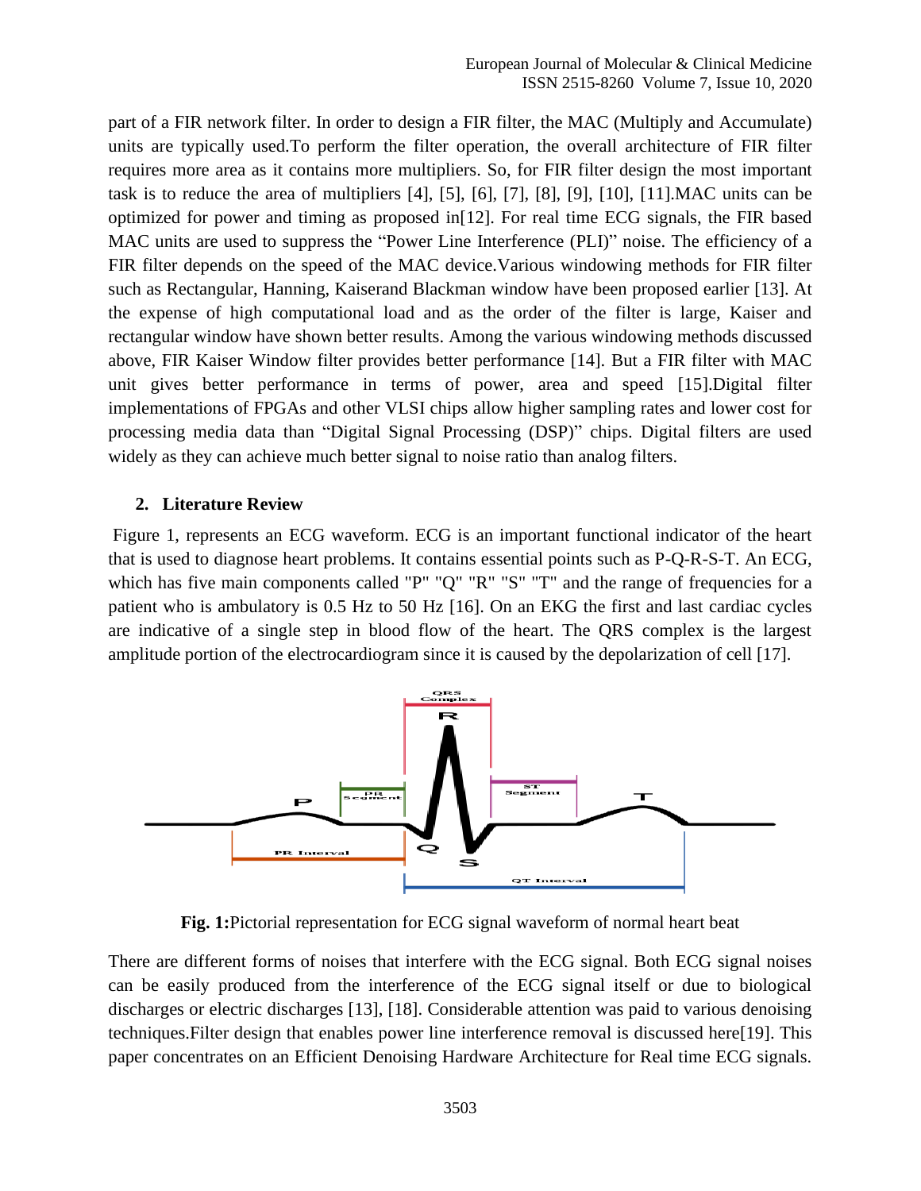part of a FIR network filter. In order to design a FIR filter, the MAC (Multiply and Accumulate) units are typically used.To perform the filter operation, the overall architecture of FIR filter requires more area as it contains more multipliers. So, for FIR filter design the most important task is to reduce the area of multipliers [4], [5], [6], [7], [8], [9], [10], [11].MAC units can be optimized for power and timing as proposed in[12]. For real time ECG signals, the FIR based MAC units are used to suppress the "Power Line Interference (PLI)" noise. The efficiency of a FIR filter depends on the speed of the MAC device.Various windowing methods for FIR filter such as Rectangular, Hanning, Kaiserand Blackman window have been proposed earlier [13]. At the expense of high computational load and as the order of the filter is large, Kaiser and rectangular window have shown better results. Among the various windowing methods discussed above, FIR Kaiser Window filter provides better performance [14]. But a FIR filter with MAC unit gives better performance in terms of power, area and speed [15].Digital filter implementations of FPGAs and other VLSI chips allow higher sampling rates and lower cost for processing media data than "Digital Signal Processing (DSP)" chips. Digital filters are used widely as they can achieve much better signal to noise ratio than analog filters.

## 2. Literature Review

Figure 1, represents an ECG waveform. ECG is an important functional indicator of the heart that is used to diagnose heart problems. It contains essential points such as P-Q-R-S-T. An ECG, which has five main components called "P" "Q" "R" "S" "T" and the range of frequencies for a patient who is ambulatory is 0.5 Hz to 50 Hz [16]. On an EKG the first and last cardiac cycles are indicative of a single step in blood flow of the heart. The QRS complex is the largest amplitude portion of the electrocardiogram since it is caused by the depolarization of cell [17].

**Fig. 1:**Pictorial representation for ECG signal waveform of normal heart beat

There are different forms of noises that interfere with the ECG signal. Both ECG signal noises can be easily produced from the interference of the ECG signal itself or due to biological discharges or electric discharges [13], [18]. Considerable attention was paid to various denoising techniques.Filter design that enables power line interference removal is discussed here[19]. This paper concentrates on an Efficient Denoising Hardware Architecture for Real time ECG signals.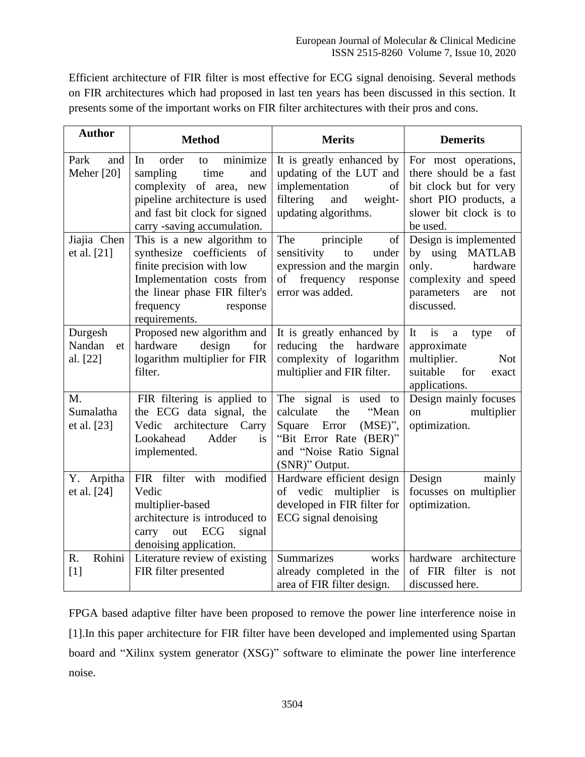Efficient architecture of FIR filter is most effective for ECG signal denoising. Several methods on FIR architectures which had proposed in last ten years has been discussed in this section. It presents some of the important works on FIR filter architectures with their pros and cons.

| Author | Method | Merits | Demerits |
|---|---|---|---|
| Park and Meher [20] | In order to minimize sampling time and complexity of area, new pipeline architecture is used and fast bit clock for signed carry -saving accumulation. | It is greatly enhanced by updating of the LUT and implementation of filtering and weight-updating algorithms. | For most operations, there should be a fast bit clock but for very short PIO products, a slower bit clock is to be used. |
| Jiajia Chen et al. [21] | This is a new algorithm to synthesize coefficients of finite precision with low Implementation costs from the linear phase FIR filter's frequency response requirements. | The principle of sensitivity to under expression and the margin of frequency response error was added. | Design is implemented by using MATLAB only. hardware complexity and speed parameters are not discussed. |
| Durgesh Nandan et al. [22] | Proposed new algorithm and hardware design for logarithm multiplier for FIR filter. | It is greatly enhanced by reducing the hardware complexity of logarithm multiplier and FIR filter. | It is a type of approximate multiplier. Not suitable for exact applications. |
| M. Sumalatha et al. [23] | FIR filtering is applied to the ECG data signal, the Vedic architecture Carry Lookahead Adder is implemented. | The signal is used to calculate the "Mean Square Error (MSE)", "Bit Error Rate (BER)" and "Noise Ratio Signal (SNR)" Output. | Design mainly focuses on multiplier optimization. |
| Y. Arpitha et al. [24] | FIR filter with modified Vedic multiplier-based architecture is introduced to carry out ECG signal denoising application. | Hardware efficient design of vedic multiplier is developed in FIR filter for ECG signal denoising | Design mainly focusses on multiplier optimization. |
| R. Rohini [1] | Literature review of existing FIR filter presented | Summarizes works already completed in the area of FIR filter design. | hardware architecture of FIR filter is not discussed here. |

FPGA based adaptive filter have been proposed to remove the power line interference noise in [1].In this paper architecture for FIR filter have been developed and implemented using Spartan board and "Xilinx system generator (XSG)" software to eliminate the power line interference noise.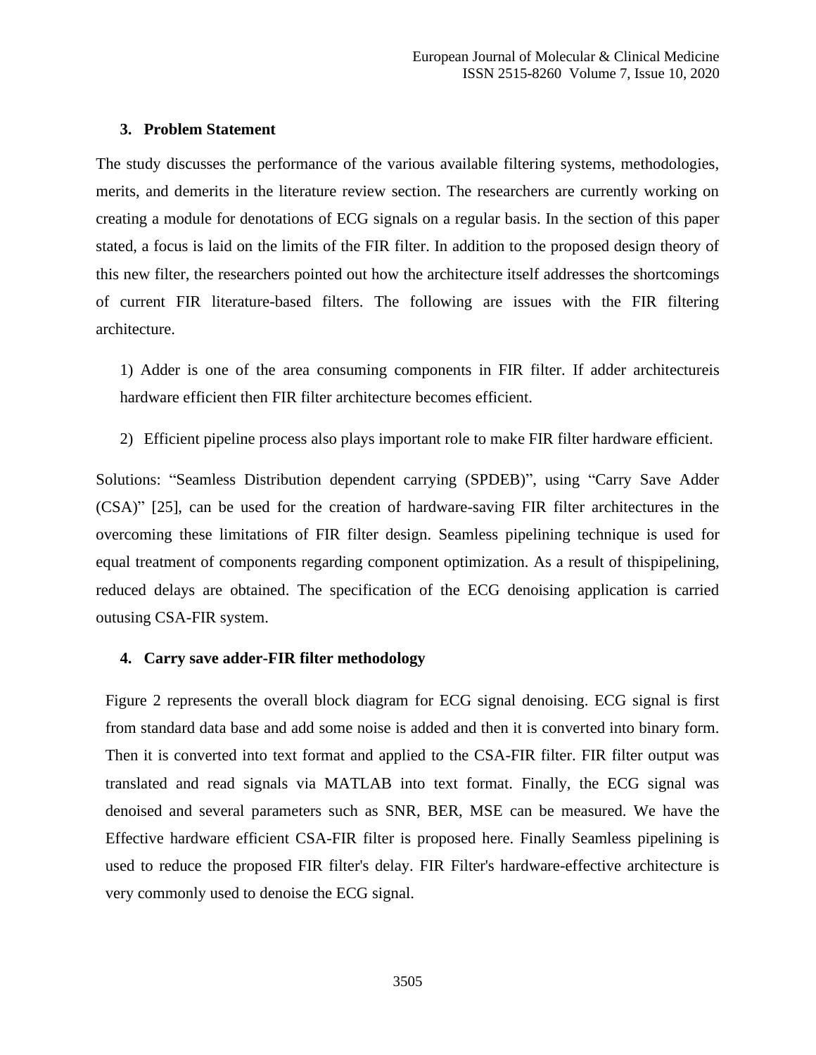## 3. Problem Statement

The study discusses the performance of the various available filtering systems, methodologies, merits, and demerits in the literature review section. The researchers are currently working on creating a module for denotations of ECG signals on a regular basis. In the section of this paper stated, a focus is laid on the limits of the FIR filter. In addition to the proposed design theory of this new filter, the researchers pointed out how the architecture itself addresses the shortcomings of current FIR literature-based filters. The following are issues with the FIR filtering architecture.

1) Adder is one of the area consuming components in FIR filter. If adder architectureis hardware efficient then FIR filter architecture becomes efficient.

2) Efficient pipeline process also plays important role to make FIR filter hardware efficient.

Solutions: "Seamless Distribution dependent carrying (SPDEB)", using "Carry Save Adder (CSA)" [25], can be used for the creation of hardware-saving FIR filter architectures in the overcoming these limitations of FIR filter design. Seamless pipelining technique is used for equal treatment of components regarding component optimization. As a result of thispipelining, reduced delays are obtained. The specification of the ECG denoising application is carried outusing CSA-FIR system.

## 4. Carry save adder-FIR filter methodology

Figure 2 represents the overall block diagram for ECG signal denoising. ECG signal is first from standard data base and add some noise is added and then it is converted into binary form. Then it is converted into text format and applied to the CSA-FIR filter. FIR filter output was translated and read signals via MATLAB into text format. Finally, the ECG signal was denoised and several parameters such as SNR, BER, MSE can be measured. We have the Effective hardware efficient CSA-FIR filter is proposed here. Finally Seamless pipelining is used to reduce the proposed FIR filter's delay. FIR Filter's hardware-effective architecture is very commonly used to denoise the ECG signal.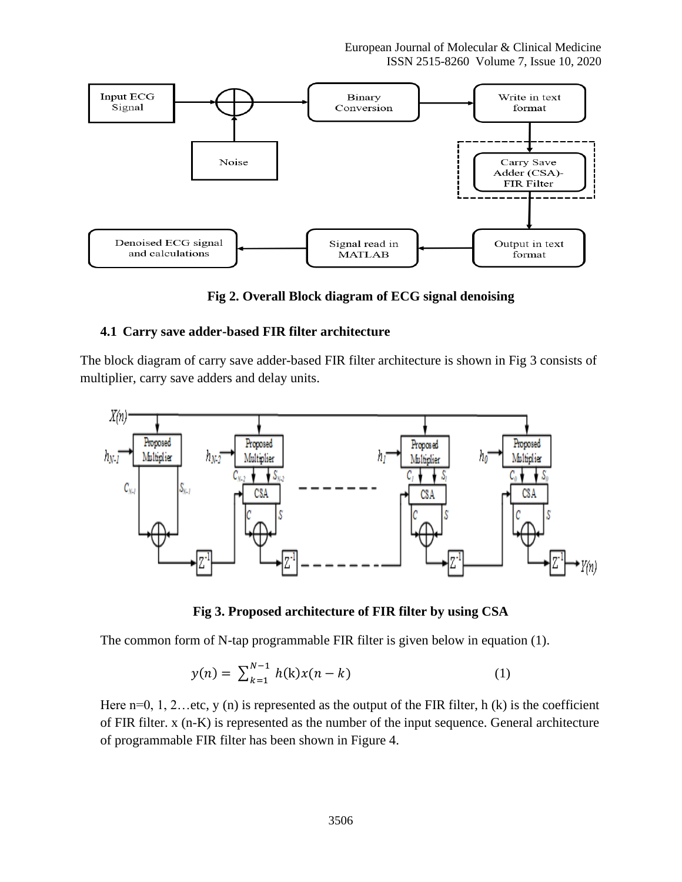Fig 2. Overall Block diagram of ECG signal denoising

### 4.1 Carry save adder-based FIR filter architecture

The block diagram of carry save adder-based FIR filter architecture is shown in Fig 3 consists of multiplier, carry save adders and delay units.

Fig 3. Proposed architecture of FIR filter by using CSA

The common form of N-tap programmable FIR filter is given below in equation (1).

$$y(n) = \sum_{k=1}^{N-1} h(\mathrm{k})x(n-k) \qquad (1)$$

Here n=0, 1, 2…etc, y (n) is represented as the output of the FIR filter, h (k) is the coefficient of FIR filter. x (n-K) is represented as the number of the input sequence. General architecture of programmable FIR filter has been shown in Figure 4.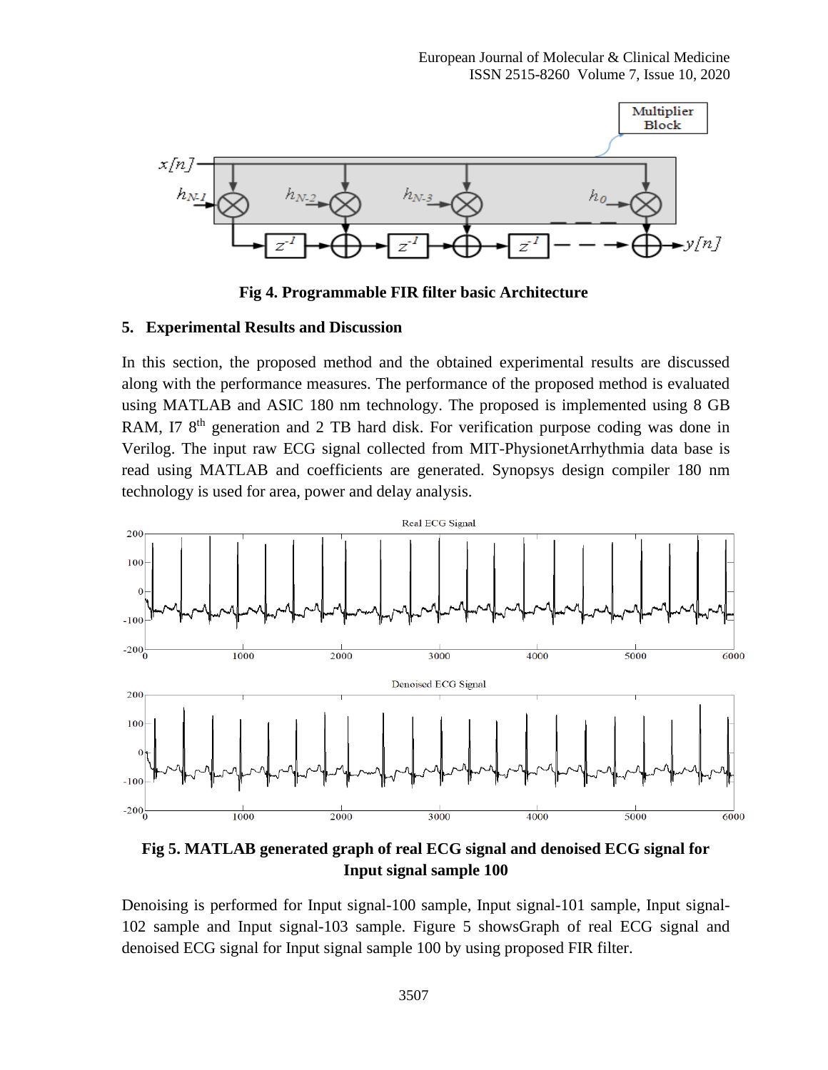Fig 4. Programmable FIR filter basic Architecture

## 5. Experimental Results and Discussion

In this section, the proposed method and the obtained experimental results are discussed along with the performance measures. The performance of the proposed method is evaluated using MATLAB and ASIC 180 nm technology. The proposed is implemented using 8 GB RAM, I7 8th generation and 2 TB hard disk. For verification purpose coding was done in Verilog. The input raw ECG signal collected from MIT-PhysionetArrhythmia data base is read using MATLAB and coefficients are generated. Synopsys design compiler 180 nm technology is used for area, power and delay analysis.

Fig 5. MATLAB generated graph of real ECG signal and denoised ECG signal for Input signal sample 100

Denoising is performed for Input signal-100 sample, Input signal-101 sample, Input signal-102 sample and Input signal-103 sample. Figure 5 showsGraph of real ECG signal and denoised ECG signal for Input signal sample 100 by using proposed FIR filter.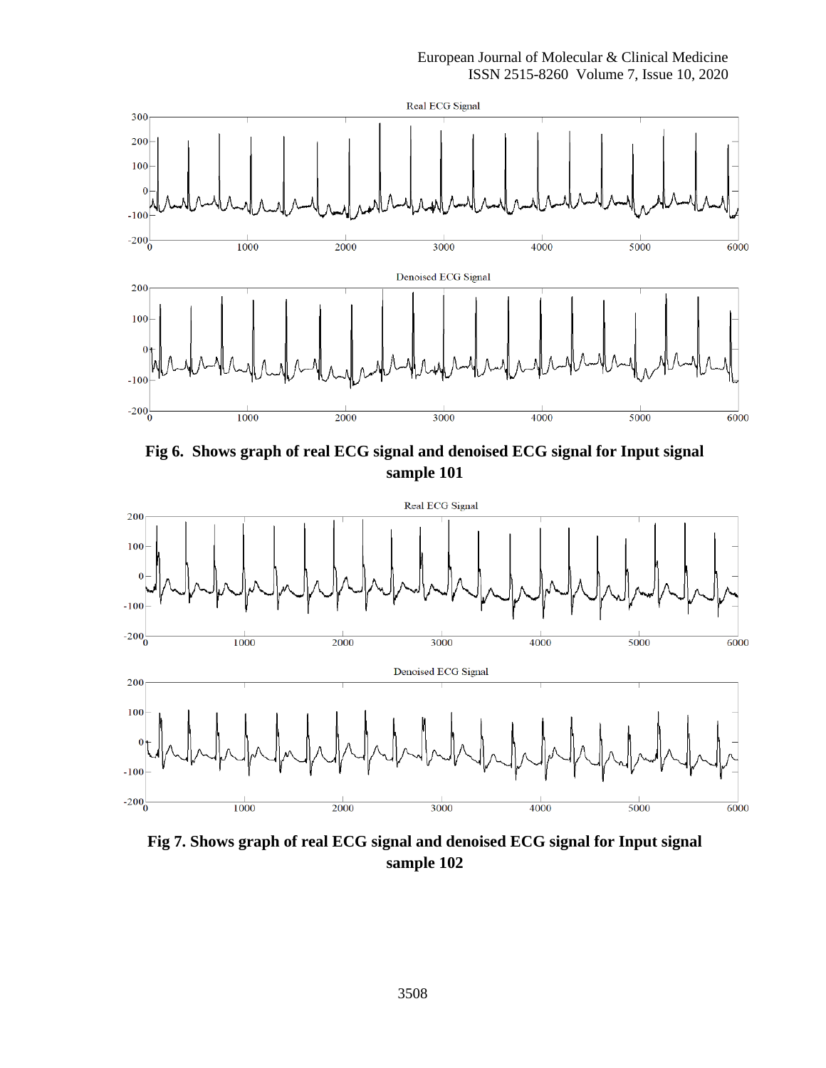**Fig 6. Shows graph of real ECG signal and denoised ECG signal for Input signal sample 101**

**Fig 7. Shows graph of real ECG signal and denoised ECG signal for Input signal sample 102**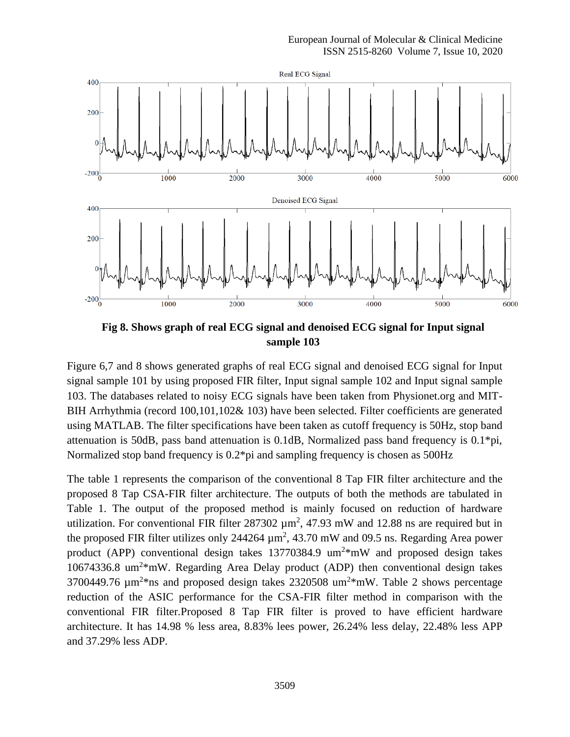**Fig 8. Shows graph of real ECG signal and denoised ECG signal for Input signal sample 103**

Figure 6,7 and 8 shows generated graphs of real ECG signal and denoised ECG signal for Input signal sample 101 by using proposed FIR filter, Input signal sample 102 and Input signal sample 103. The databases related to noisy ECG signals have been taken from Physionet.org and MIT-BIH Arrhythmia (record 100,101,102& 103) have been selected. Filter coefficients are generated using MATLAB. The filter specifications have been taken as cutoff frequency is 50Hz, stop band attenuation is 50dB, pass band attenuation is 0.1dB, Normalized pass band frequency is 0.1*pi, Normalized stop band frequency is 0.2*pi and sampling frequency is chosen as 500Hz

The table 1 represents the comparison of the conventional 8 Tap FIR filter architecture and the proposed 8 Tap CSA-FIR filter architecture. The outputs of both the methods are tabulated in Table 1. The output of the proposed method is mainly focused on reduction of hardware utilization. For conventional FIR filter 287302 $\mu m^2$, 47.93 mW and 12.88 ns are required but in the proposed FIR filter utilizes only 244264 $\mu m^2$, 43.70 mW and 09.5 ns. Regarding Area power product (APP) conventional design takes 13770384.9 $um^2$*mW and proposed design takes 10674336.8 $um^2$*mW. Regarding Area Delay product (ADP) then conventional design takes 3700449.76 $\mu m^2$*ns and proposed design takes 2320508 $um^2$*mW. Table 2 shows percentage reduction of the ASIC performance for the CSA-FIR filter method in comparison with the conventional FIR filter.Proposed 8 Tap FIR filter is proved to have efficient hardware architecture. It has 14.98 % less area, 8.83% lees power, 26.24% less delay, 22.48% less APP and 37.29% less ADP.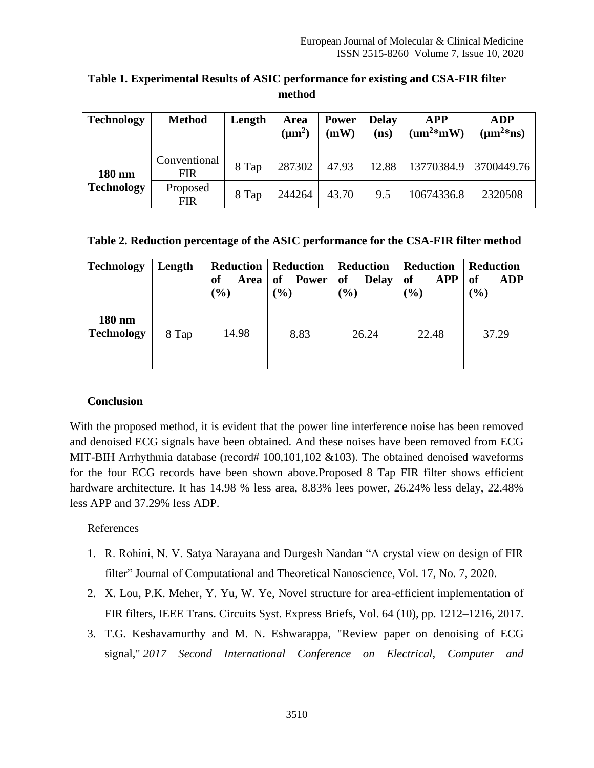**Table 1. Experimental Results of ASIC performance for existing and CSA-FIR filter method**

| Technology | Method | Length | Area ($\mu m^2$) | Power (mW) | Delay (ns) | APP ($um^2$*mW) | ADP ($\mu m^2$*ns) |
|---|---|---|---|---|---|---|---|
| **180 nm Technology** | Conventional FIR | 8 Tap | 287302 | 47.93 | 12.88 | 13770384.9 | 3700449.76 |
| | Proposed FIR | 8 Tap | 244264 | 43.70 | 9.5 | 10674336.8 | 2320508 |

**Table 2. Reduction percentage of the ASIC performance for the CSA-FIR filter method**

| Technology | Length | Reduction of Area (%) | Reduction of Power (%) | Reduction of Delay (%) | Reduction of APP (%) | Reduction of ADP (%) |
|---|---|---|---|---|---|---|
| **180 nm Technology** | 8 Tap | 14.98 | 8.83 | 26.24 | 22.48 | 37.29 |

## Conclusion

With the proposed method, it is evident that the power line interference noise has been removed and denoised ECG signals have been obtained. And these noises have been removed from ECG MIT-BIH Arrhythmia database (record# 100,101,102 &103). The obtained denoised waveforms for the four ECG records have been shown above.Proposed 8 Tap FIR filter shows efficient hardware architecture. It has 14.98 % less area, 8.83% lees power, 26.24% less delay, 22.48% less APP and 37.29% less ADP.

References

1. R. Rohini, N. V. Satya Narayana and Durgesh Nandan "A crystal view on design of FIR filter" Journal of Computational and Theoretical Nanoscience, Vol. 17, No. 7, 2020.
2. X. Lou, P.K. Meher, Y. Yu, W. Ye, Novel structure for area-efficient implementation of FIR filters, IEEE Trans. Circuits Syst. Express Briefs, Vol. 64 (10), pp. 1212–1216, 2017.
3. T.G. Keshavamurthy and M. N. Eshwarappa, "Review paper on denoising of ECG signal," *2017 Second International Conference on Electrical, Computer and*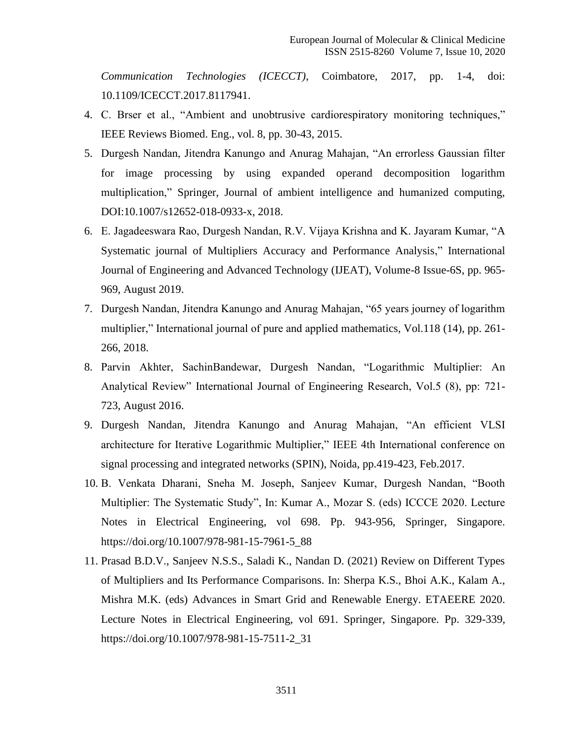*Communication Technologies (ICECCT)*, Coimbatore, 2017, pp. 1-4, doi: 10.1109/ICECCT.2017.8117941.

4. C. Brser et al., “Ambient and unobtrusive cardiorespiratory monitoring techniques,” IEEE Reviews Biomed. Eng., vol. 8, pp. 30-43, 2015.
5. Durgesh Nandan, Jitendra Kanungo and Anurag Mahajan, “An errorless Gaussian filter for image processing by using expanded operand decomposition logarithm multiplication,” Springer, Journal of ambient intelligence and humanized computing, DOI:10.1007/s12652-018-0933-x, 2018.
6. E. Jagadeeswara Rao, Durgesh Nandan, R.V. Vijaya Krishna and K. Jayaram Kumar, “A Systematic journal of Multipliers Accuracy and Performance Analysis,” International Journal of Engineering and Advanced Technology (IJEAT), Volume-8 Issue-6S, pp. 965-969, August 2019.
7. Durgesh Nandan, Jitendra Kanungo and Anurag Mahajan, “65 years journey of logarithm multiplier,” International journal of pure and applied mathematics, Vol.118 (14), pp. 261-266, 2018.
8. Parvin Akhter, SachinBandewar, Durgesh Nandan, “Logarithmic Multiplier: An Analytical Review” International Journal of Engineering Research, Vol.5 (8), pp: 721-723, August 2016.
9. Durgesh Nandan, Jitendra Kanungo and Anurag Mahajan, “An efficient VLSI architecture for Iterative Logarithmic Multiplier,” IEEE 4th International conference on signal processing and integrated networks (SPIN), Noida, pp.419-423, Feb.2017.
10. B. Venkata Dharani, Sneha M. Joseph, Sanjeev Kumar, Durgesh Nandan, “Booth Multiplier: The Systematic Study”, In: Kumar A., Mozar S. (eds) ICCCE 2020. Lecture Notes in Electrical Engineering, vol 698. Pp. 943-956, Springer, Singapore. https://doi.org/10.1007/978-981-15-7961-5_88
11. Prasad B.D.V., Sanjeev N.S.S., Saladi K., Nandan D. (2021) Review on Different Types of Multipliers and Its Performance Comparisons. In: Sherpa K.S., Bhoi A.K., Kalam A., Mishra M.K. (eds) Advances in Smart Grid and Renewable Energy. ETAEERE 2020. Lecture Notes in Electrical Engineering, vol 691. Springer, Singapore. Pp. 329-339, https://doi.org/10.1007/978-981-15-7511-2_31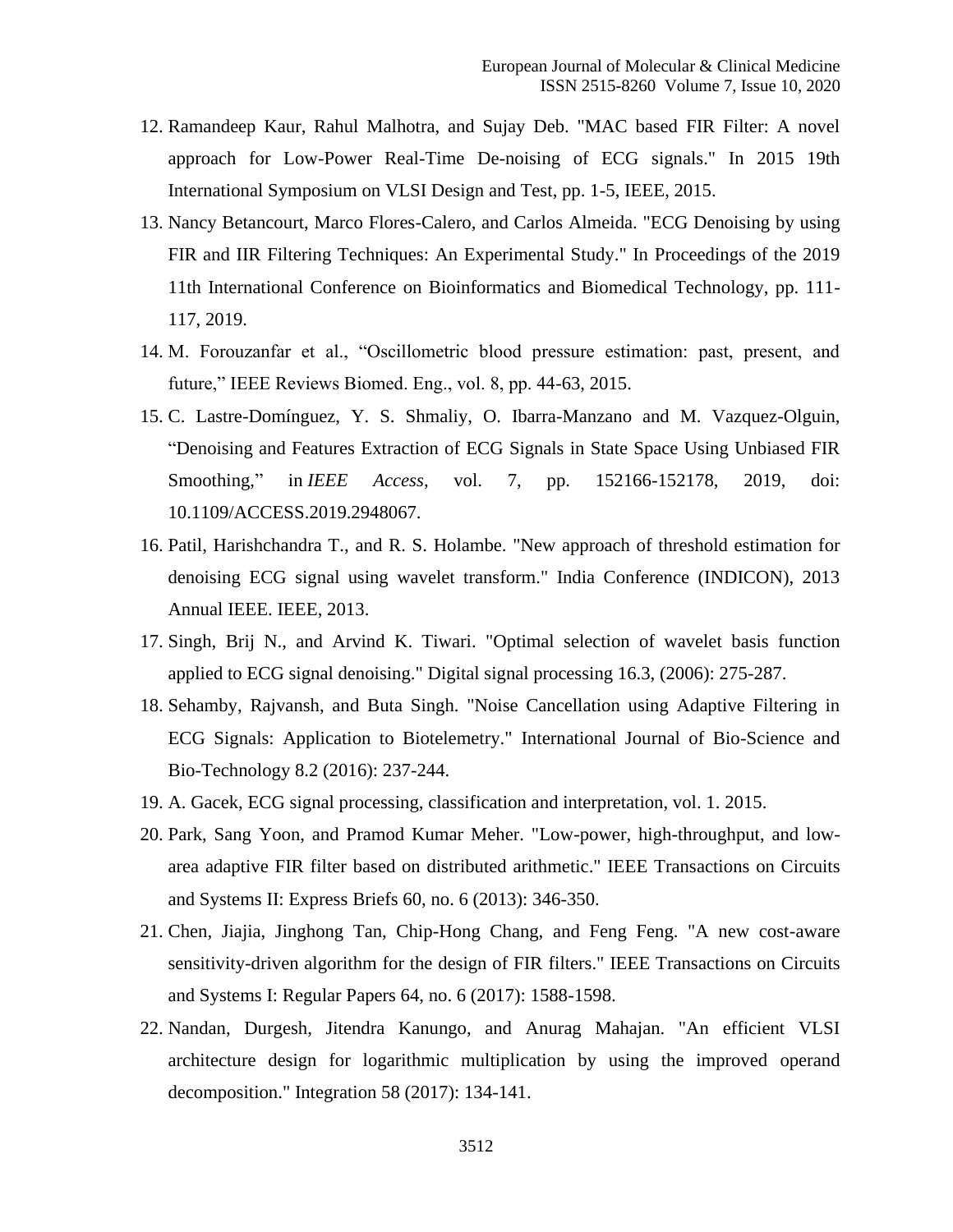12. Ramandeep Kaur, Rahul Malhotra, and Sujay Deb. "MAC based FIR Filter: A novel approach for Low-Power Real-Time De-noising of ECG signals." In 2015 19th International Symposium on VLSI Design and Test, pp. 1-5, IEEE, 2015.
13. Nancy Betancourt, Marco Flores-Calero, and Carlos Almeida. "ECG Denoising by using FIR and IIR Filtering Techniques: An Experimental Study." In Proceedings of the 2019 11th International Conference on Bioinformatics and Biomedical Technology, pp. 111-117, 2019.
14. M. Forouzanfar et al., "Oscillometric blood pressure estimation: past, present, and future," IEEE Reviews Biomed. Eng., vol. 8, pp. 44-63, 2015.
15. C. Lastre-Domínguez, Y. S. Shmaliy, O. Ibarra-Manzano and M. Vazquez-Olguin, "Denoising and Features Extraction of ECG Signals in State Space Using Unbiased FIR Smoothing," in *IEEE Access*, vol. 7, pp. 152166-152178, 2019, doi: 10.1109/ACCESS.2019.2948067.
16. Patil, Harishchandra T., and R. S. Holambe. "New approach of threshold estimation for denoising ECG signal using wavelet transform." India Conference (INDICON), 2013 Annual IEEE. IEEE, 2013.
17. Singh, Brij N., and Arvind K. Tiwari. "Optimal selection of wavelet basis function applied to ECG signal denoising." Digital signal processing 16.3, (2006): 275-287.
18. Sehamby, Rajvansh, and Buta Singh. "Noise Cancellation using Adaptive Filtering in ECG Signals: Application to Biotelemetry." International Journal of Bio-Science and Bio-Technology 8.2 (2016): 237-244.
19. A. Gacek, ECG signal processing, classification and interpretation, vol. 1. 2015.
20. Park, Sang Yoon, and Pramod Kumar Meher. "Low-power, high-throughput, and low-area adaptive FIR filter based on distributed arithmetic." IEEE Transactions on Circuits and Systems II: Express Briefs 60, no. 6 (2013): 346-350.
21. Chen, Jiajia, Jinghong Tan, Chip-Hong Chang, and Feng Feng. "A new cost-aware sensitivity-driven algorithm for the design of FIR filters." IEEE Transactions on Circuits and Systems I: Regular Papers 64, no. 6 (2017): 1588-1598.
22. Nandan, Durgesh, Jitendra Kanungo, and Anurag Mahajan. "An efficient VLSI architecture design for logarithmic multiplication by using the improved operand decomposition." Integration 58 (2017): 134-141.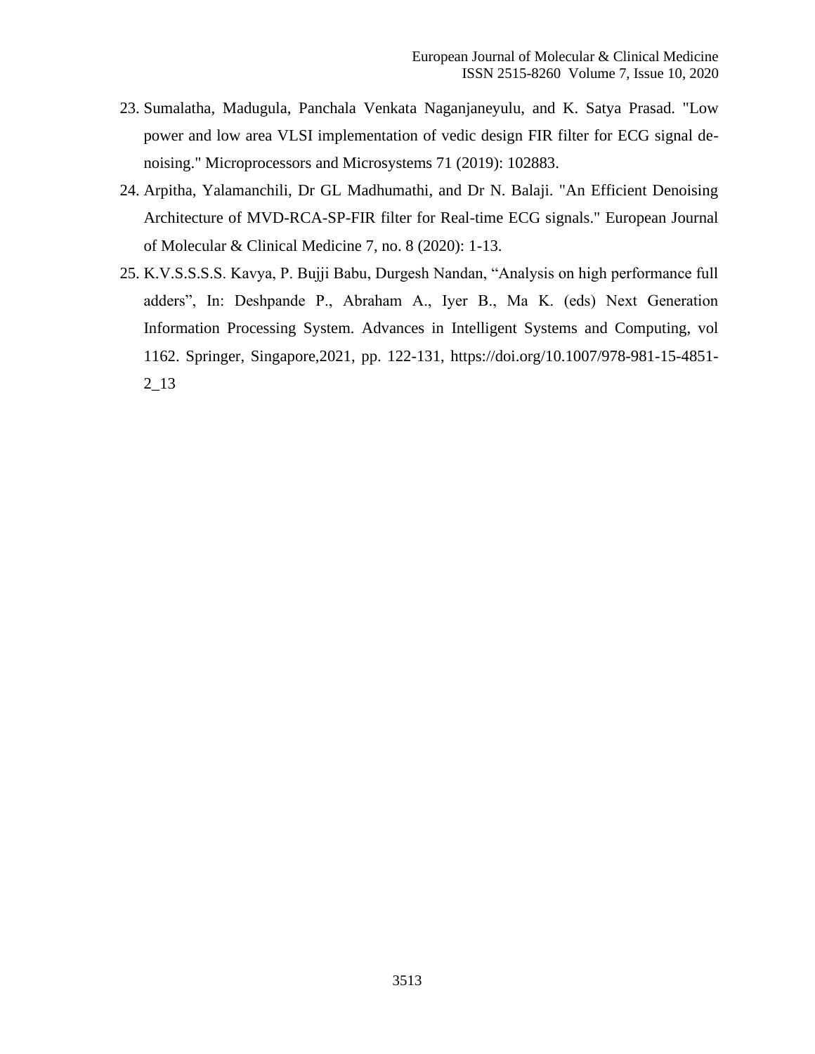23. Sumalatha, Madugula, Panchala Venkata Naganjaneyulu, and K. Satya Prasad. "Low power and low area VLSI implementation of vedic design FIR filter for ECG signal de-noising." Microprocessors and Microsystems 71 (2019): 102883.
24. Arpitha, Yalamanchili, Dr GL Madhumathi, and Dr N. Balaji. "An Efficient Denoising Architecture of MVD-RCA-SP-FIR filter for Real-time ECG signals." European Journal of Molecular & Clinical Medicine 7, no. 8 (2020): 1-13.
25. K.V.S.S.S.S. Kavya, P. Bujji Babu, Durgesh Nandan, "Analysis on high performance full adders", In: Deshpande P., Abraham A., Iyer B., Ma K. (eds) Next Generation Information Processing System. Advances in Intelligent Systems and Computing, vol 1162. Springer, Singapore,2021, pp. 122-131, https://doi.org/10.1007/978-981-15-4851-2_13